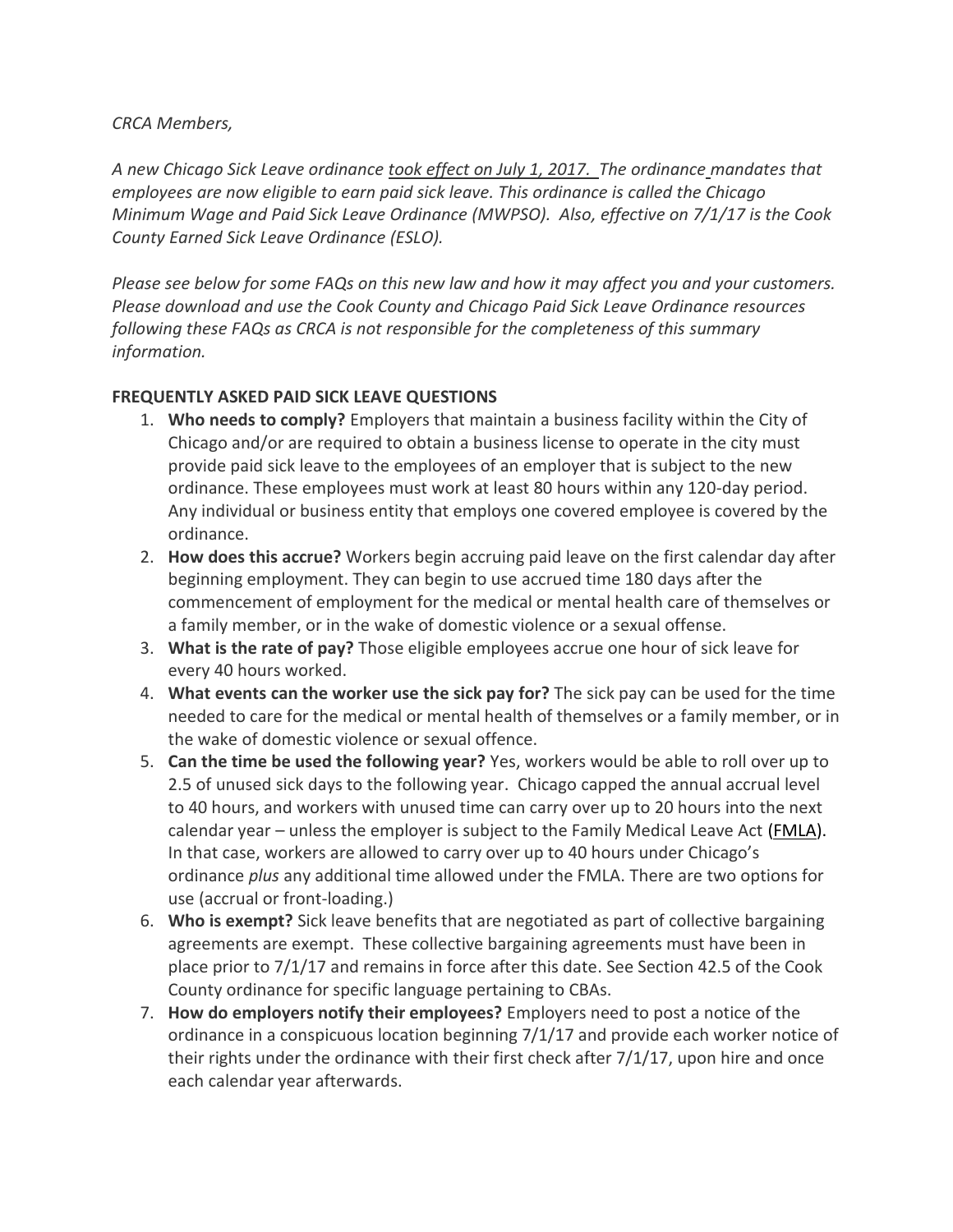*CRCA Members,*

*A new Chicago Sick Leave ordinance took effect on July 1, 2017. The ordinance mandates that employees are now eligible to earn paid sick leave. This ordinance is called the Chicago Minimum Wage and Paid Sick Leave Ordinance (MWPSO). Also, effective on 7/1/17 is the Cook County Earned Sick Leave Ordinance (ESLO).*

*Please see below for some FAQs on this new law and how it may affect you and your customers. Please download and use the Cook County and Chicago Paid Sick Leave Ordinance resources following these FAQs as CRCA is not responsible for the completeness of this summary information.*

**FREQUENTLY ASKED PAID SICK LEAVE QUESTIONS**

1. **Who needs to comply?** Employers that maintain a business facility within the City of Chicago and/or are required to obtain a business license to operate in the city must provide paid sick leave to the employees of an employer that is subject to the new ordinance. These employees must work at least 80 hours within any 120-day period. Any individual or business entity that employs one covered employee is covered by the ordinance.
2. **How does this accrue?** Workers begin accruing paid leave on the first calendar day after beginning employment. They can begin to use accrued time 180 days after the commencement of employment for the medical or mental health care of themselves or a family member, or in the wake of domestic violence or a sexual offense.
3. **What is the rate of pay?** Those eligible employees accrue one hour of sick leave for every 40 hours worked.
4. **What events can the worker use the sick pay for?** The sick pay can be used for the time needed to care for the medical or mental health of themselves or a family member, or in the wake of domestic violence or sexual offence.
5. **Can the time be used the following year?** Yes, workers would be able to roll over up to 2.5 of unused sick days to the following year. Chicago capped the annual accrual level to 40 hours, and workers with unused time can carry over up to 20 hours into the next calendar year – unless the employer is subject to the Family Medical Leave Act (FMLA). In that case, workers are allowed to carry over up to 40 hours under Chicago's ordinance *plus* any additional time allowed under the FMLA. There are two options for use (accrual or front-loading.)
6. **Who is exempt?** Sick leave benefits that are negotiated as part of collective bargaining agreements are exempt. These collective bargaining agreements must have been in place prior to 7/1/17 and remains in force after this date. See Section 42.5 of the Cook County ordinance for specific language pertaining to CBAs.
7. **How do employers notify their employees?** Employers need to post a notice of the ordinance in a conspicuous location beginning 7/1/17 and provide each worker notice of their rights under the ordinance with their first check after 7/1/17, upon hire and once each calendar year afterwards.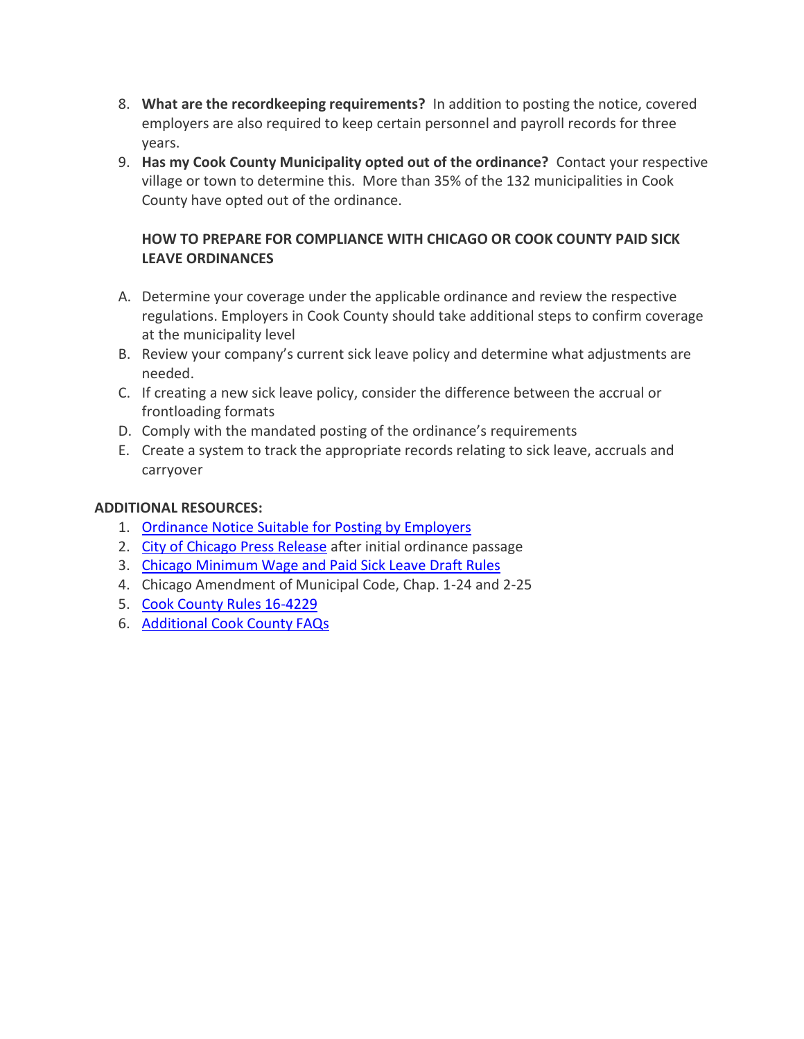8. **What are the recordkeeping requirements?** In addition to posting the notice, covered employers are also required to keep certain personnel and payroll records for three years.
9. **Has my Cook County Municipality opted out of the ordinance?** Contact your respective village or town to determine this. More than 35% of the 132 municipalities in Cook County have opted out of the ordinance.

**HOW TO PREPARE FOR COMPLIANCE WITH CHICAGO OR COOK COUNTY PAID SICK LEAVE ORDINANCES**

A. Determine your coverage under the applicable ordinance and review the respective regulations. Employers in Cook County should take additional steps to confirm coverage at the municipality level
B. Review your company's current sick leave policy and determine what adjustments are needed.
C. If creating a new sick leave policy, consider the difference between the accrual or frontloading formats
D. Comply with the mandated posting of the ordinance's requirements
E. Create a system to track the appropriate records relating to sick leave, accruals and carryover

**ADDITIONAL RESOURCES:**

1. Ordinance Notice Suitable for Posting by Employers
2. City of Chicago Press Release after initial ordinance passage
3. Chicago Minimum Wage and Paid Sick Leave Draft Rules
4. Chicago Amendment of Municipal Code, Chap. 1-24 and 2-25
5. Cook County Rules 16-4229
6. Additional Cook County FAQs